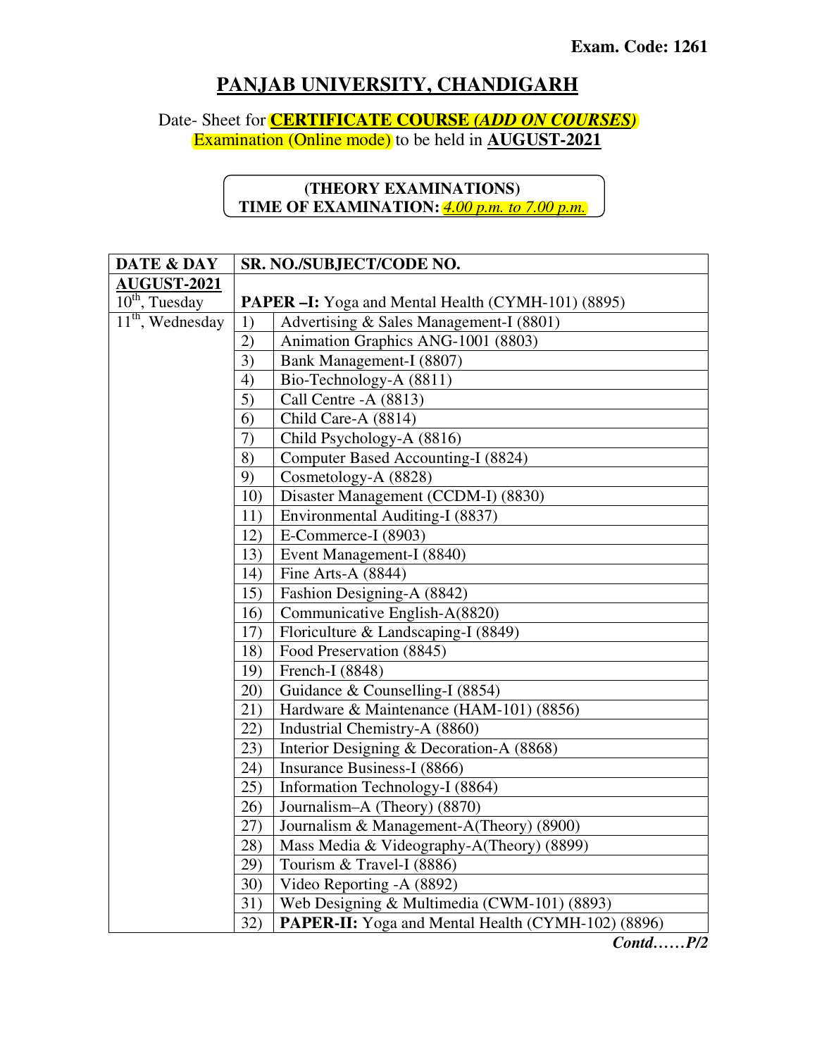**Exam. Code: 1261**

# PANJAB UNIVERSITY, CHANDIGARH

Date- Sheet for **CERTIFICATE COURSE *(ADD ON COURSES)*** Examination (Online mode) to be held in **AUGUST-2021**

**(THEORY EXAMINATIONS)**
**TIME OF EXAMINATION:** *4.00 p.m. to 7.00 p.m.*

| DATE & DAY | SR. NO./SUBJECT/CODE NO. | |
|---|---|---|
| **AUGUST-2021** 10th, Tuesday | **PAPER –I:** Yoga and Mental Health (CYMH-101) (8895) | |
| 11th, Wednesday | 1) | Advertising & Sales Management-I (8801) |
| | 2) | Animation Graphics ANG-1001 (8803) |
| | 3) | Bank Management-I (8807) |
| | 4) | Bio-Technology-A (8811) |
| | 5) | Call Centre -A (8813) |
| | 6) | Child Care-A (8814) |
| | 7) | Child Psychology-A (8816) |
| | 8) | Computer Based Accounting-I (8824) |
| | 9) | Cosmetology-A (8828) |
| | 10) | Disaster Management (CCDM-I) (8830) |
| | 11) | Environmental Auditing-I (8837) |
| | 12) | E-Commerce-I (8903) |
| | 13) | Event Management-I (8840) |
| | 14) | Fine Arts-A (8844) |
| | 15) | Fashion Designing-A (8842) |
| | 16) | Communicative English-A(8820) |
| | 17) | Floriculture & Landscaping-I (8849) |
| | 18) | Food Preservation (8845) |
| | 19) | French-I (8848) |
| | 20) | Guidance & Counselling-I (8854) |
| | 21) | Hardware & Maintenance (HAM-101) (8856) |
| | 22) | Industrial Chemistry-A (8860) |
| | 23) | Interior Designing & Decoration-A (8868) |
| | 24) | Insurance Business-I (8866) |
| | 25) | Information Technology-I (8864) |
| | 26) | Journalism–A (Theory) (8870) |
| | 27) | Journalism & Management-A(Theory) (8900) |
| | 28) | Mass Media & Videography-A(Theory) (8899) |
| | 29) | Tourism & Travel-I (8886) |
| | 30) | Video Reporting -A (8892) |
| | 31) | Web Designing & Multimedia (CWM-101) (8893) |
| | 32) | **PAPER-II:** Yoga and Mental Health (CYMH-102) (8896) |

***Contd……P/2***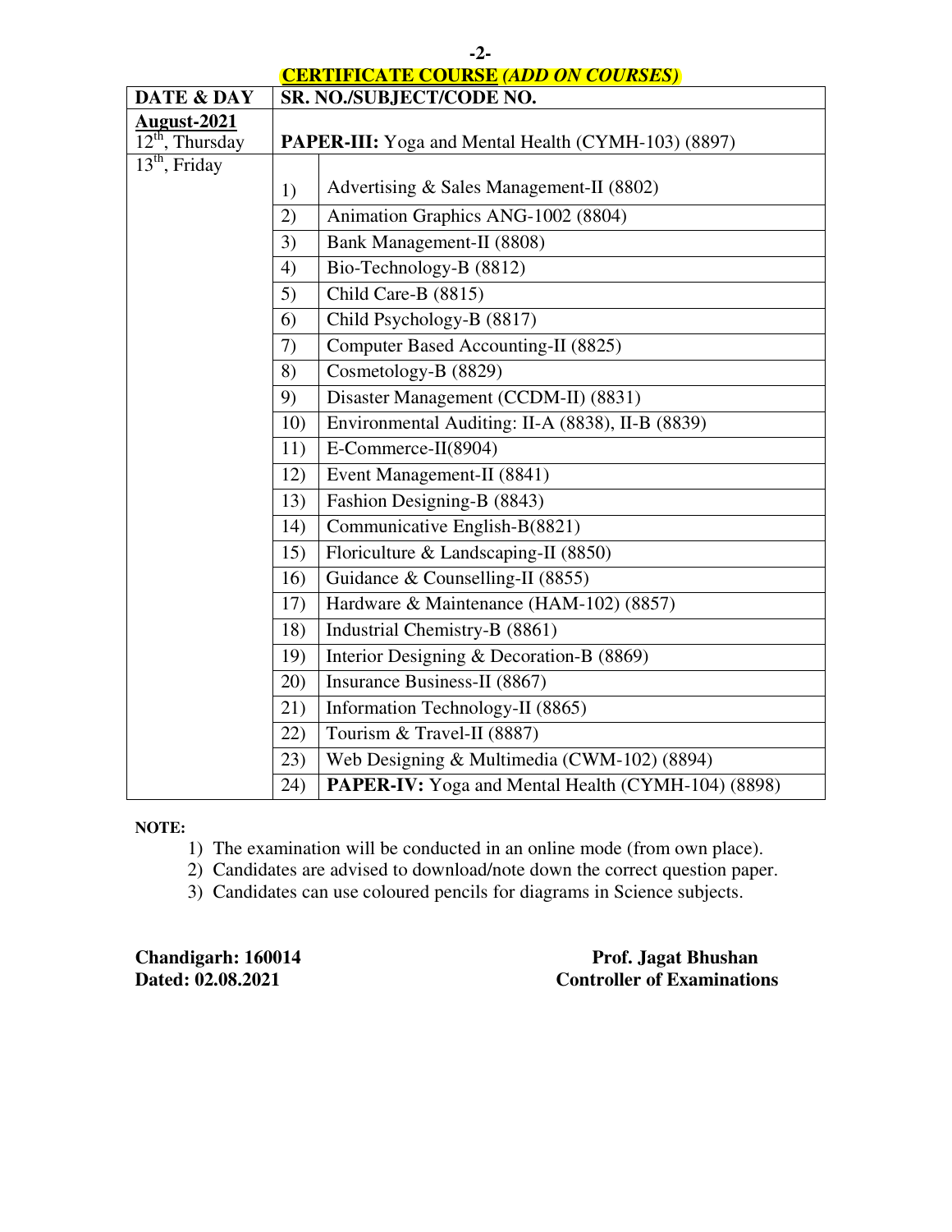## CERTIFICATE COURSE *(ADD ON COURSES)*

| DATE & DAY | SR. NO. | SUBJECT/CODE NO. |
|---|---|---|
| **August-2021** 12th, Thursday | | **PAPER-III:** Yoga and Mental Health (CYMH-103) (8897) |
| 13th, Friday | 1) | Advertising & Sales Management-II (8802) |
| | 2) | Animation Graphics ANG-1002 (8804) |
| | 3) | Bank Management-II (8808) |
| | 4) | Bio-Technology-B (8812) |
| | 5) | Child Care-B (8815) |
| | 6) | Child Psychology-B (8817) |
| | 7) | Computer Based Accounting-II (8825) |
| | 8) | Cosmetology-B (8829) |
| | 9) | Disaster Management (CCDM-II) (8831) |
| | 10) | Environmental Auditing: II-A (8838), II-B (8839) |
| | 11) | E-Commerce-II(8904) |
| | 12) | Event Management-II (8841) |
| | 13) | Fashion Designing-B (8843) |
| | 14) | Communicative English-B(8821) |
| | 15) | Floriculture & Landscaping-II (8850) |
| | 16) | Guidance & Counselling-II (8855) |
| | 17) | Hardware & Maintenance (HAM-102) (8857) |
| | 18) | Industrial Chemistry-B (8861) |
| | 19) | Interior Designing & Decoration-B (8869) |
| | 20) | Insurance Business-II (8867) |
| | 21) | Information Technology-II (8865) |
| | 22) | Tourism & Travel-II (8887) |
| | 23) | Web Designing & Multimedia (CWM-102) (8894) |
| | 24) | **PAPER-IV:** Yoga and Mental Health (CYMH-104) (8898) |

**NOTE:**

1) The examination will be conducted in an online mode (from own place).
2) Candidates are advised to download/note down the correct question paper.
3) Candidates can use coloured pencils for diagrams in Science subjects.

**Chandigarh: 160014**
**Dated: 02.08.2021**

**Prof. Jagat Bhushan**
**Controller of Examinations**